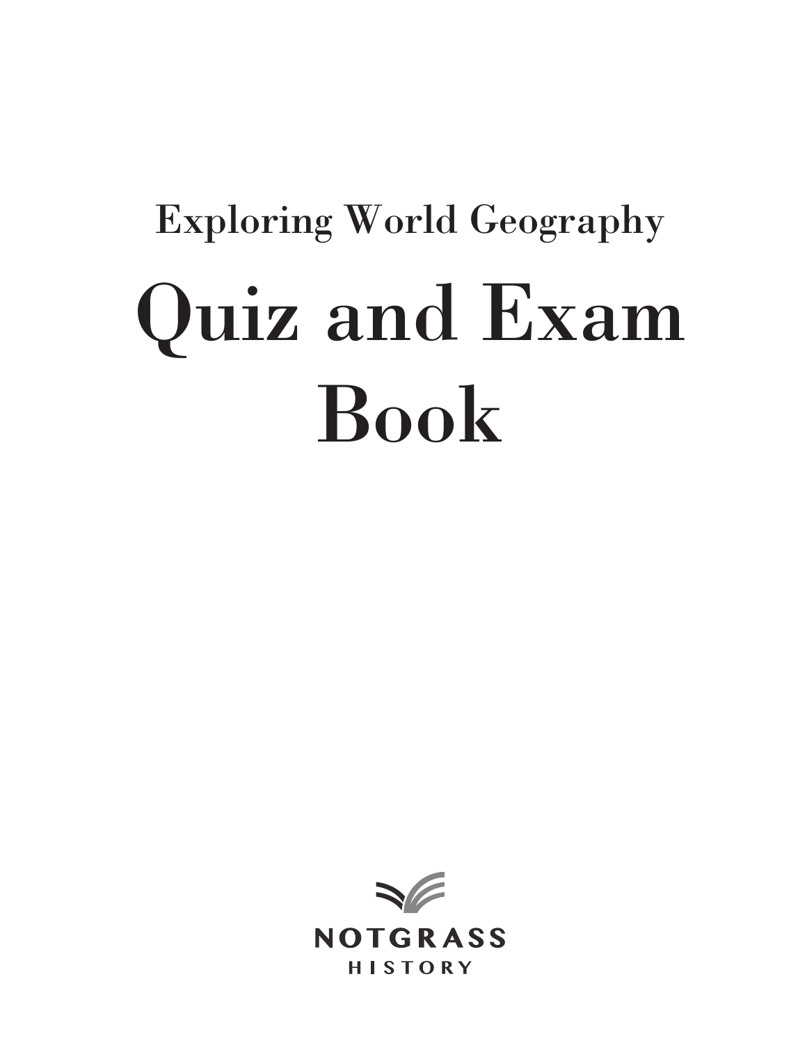## Exploring World Geography

# Quiz and Exam Book

NOTGRASS
HISTORY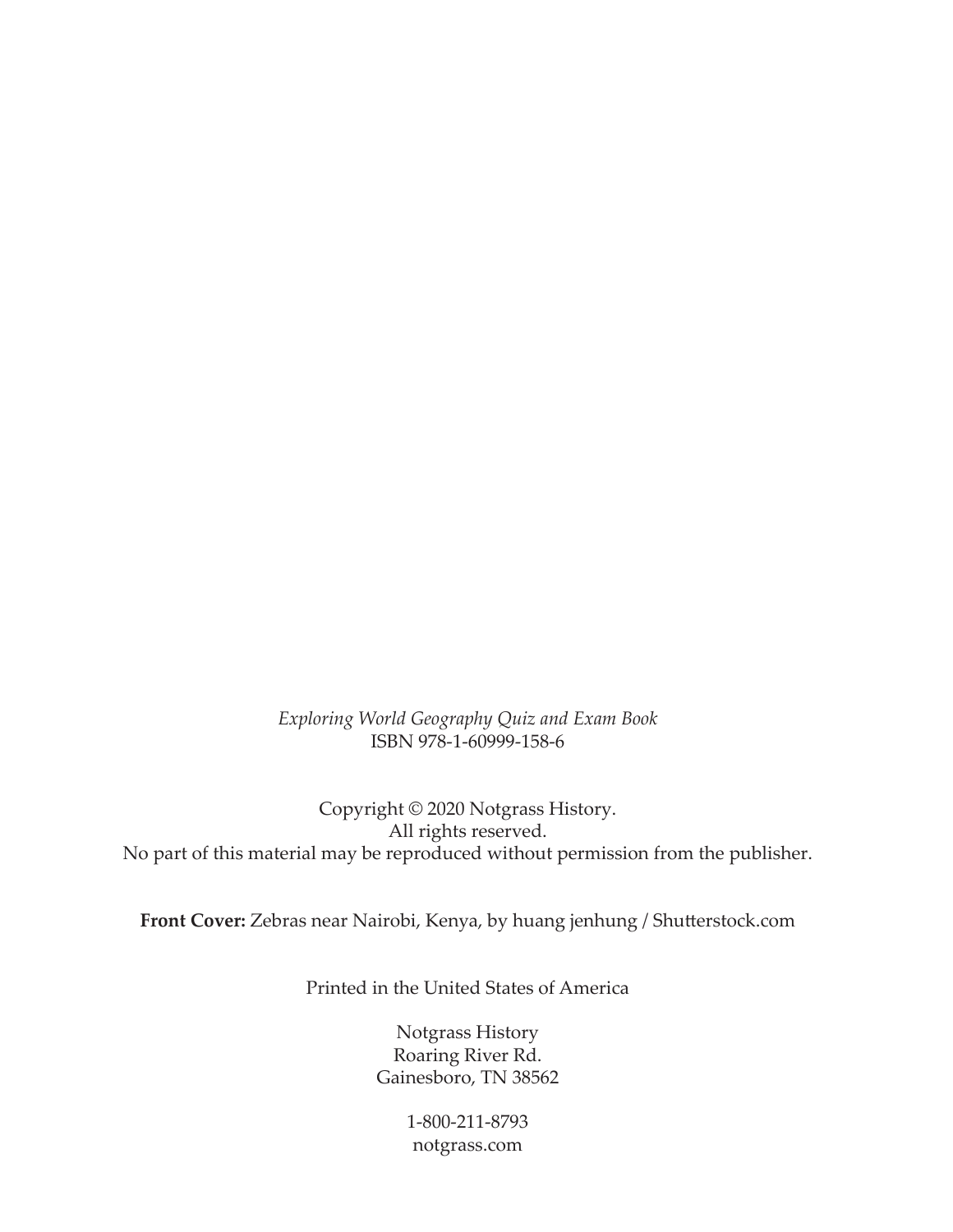*Exploring World Geography Quiz and Exam Book*
ISBN 978-1-60999-158-6

Copyright © 2020 Notgrass History.
All rights reserved.
No part of this material may be reproduced without permission from the publisher.

**Front Cover:** Zebras near Nairobi, Kenya, by huang jenhung / Shutterstock.com

Printed in the United States of America

Notgrass History
Roaring River Rd.
Gainesboro, TN 38562

1-800-211-8793
notgrass.com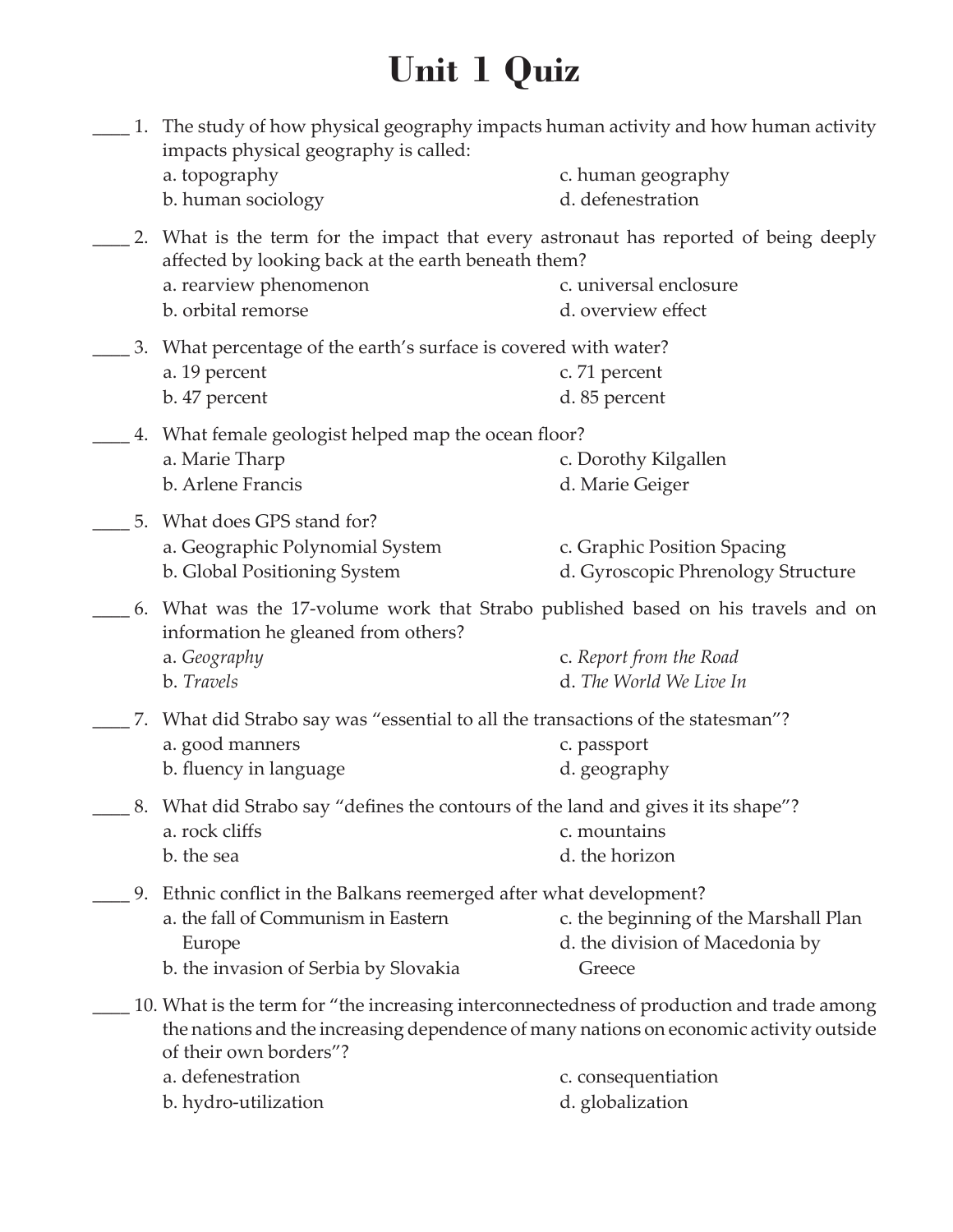# Unit 1 Quiz

____ 1. The study of how physical geography impacts human activity and how human activity impacts physical geography is called:

a. topography
b. human sociology
c. human geography
d. defenestration

____ 2. What is the term for the impact that every astronaut has reported of being deeply affected by looking back at the earth beneath them?

a. rearview phenomenon
b. orbital remorse
c. universal enclosure
d. overview effect

____ 3. What percentage of the earth's surface is covered with water?

a. 19 percent
b. 47 percent
c. 71 percent
d. 85 percent

____ 4. What female geologist helped map the ocean floor?

a. Marie Tharp
b. Arlene Francis
c. Dorothy Kilgallen
d. Marie Geiger

____ 5. What does GPS stand for?

a. Geographic Polynomial System
b. Global Positioning System
c. Graphic Position Spacing
d. Gyroscopic Phrenology Structure

____ 6. What was the 17-volume work that Strabo published based on his travels and on information he gleaned from others?

a. *Geography*
b. *Travels*
c. *Report from the Road*
d. *The World We Live In*

____ 7. What did Strabo say was "essential to all the transactions of the statesman"?

a. good manners
b. fluency in language
c. passport
d. geography

____ 8. What did Strabo say "defines the contours of the land and gives it its shape"?

a. rock cliffs
b. the sea
c. mountains
d. the horizon

____ 9. Ethnic conflict in the Balkans reemerged after what development?

a. the fall of Communism in Eastern Europe
b. the invasion of Serbia by Slovakia
c. the beginning of the Marshall Plan
d. the division of Macedonia by Greece

____ 10. What is the term for "the increasing interconnectedness of production and trade among the nations and the increasing dependence of many nations on economic activity outside of their own borders"?

a. defenestration
b. hydro-utilization
c. consequentiation
d. globalization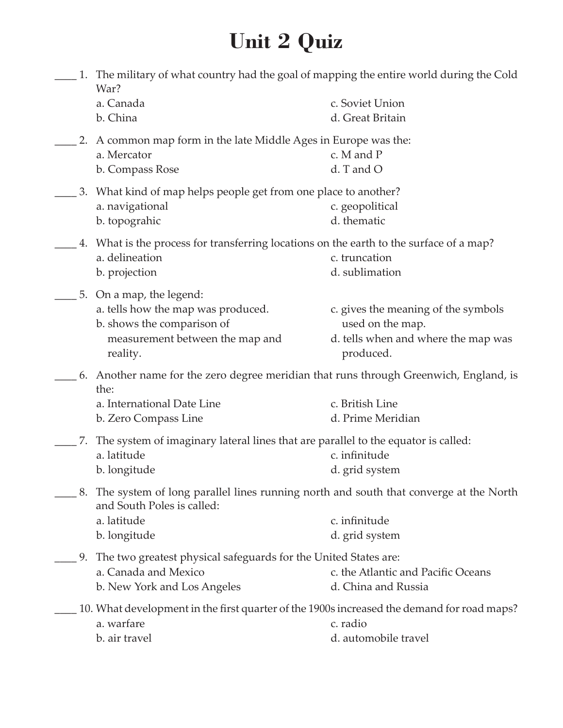# Unit 2 Quiz

____ 1. The military of what country had the goal of mapping the entire world during the Cold War?

a. Canada
b. China
c. Soviet Union
d. Great Britain

____ 2. A common map form in the late Middle Ages in Europe was the:

a. Mercator
b. Compass Rose
c. M and P
d. T and O

____ 3. What kind of map helps people get from one place to another?

a. navigational
b. topograhic
c. geopolitical
d. thematic

____ 4. What is the process for transferring locations on the earth to the surface of a map?

a. delineation
b. projection
c. truncation
d. sublimation

____ 5. On a map, the legend:

a. tells how the map was produced.
b. shows the comparison of measurement between the map and reality.
c. gives the meaning of the symbols used on the map.
d. tells when and where the map was produced.

____ 6. Another name for the zero degree meridian that runs through Greenwich, England, is the:

a. International Date Line
b. Zero Compass Line
c. British Line
d. Prime Meridian

____ 7. The system of imaginary lateral lines that are parallel to the equator is called:

a. latitude
b. longitude
c. infinitude
d. grid system

____ 8. The system of long parallel lines running north and south that converge at the North and South Poles is called:

a. latitude
b. longitude
c. infinitude
d. grid system

____ 9. The two greatest physical safeguards for the United States are:

a. Canada and Mexico
b. New York and Los Angeles
c. the Atlantic and Pacific Oceans
d. China and Russia

____ 10. What development in the first quarter of the 1900s increased the demand for road maps?

a. warfare
b. air travel
c. radio
d. automobile travel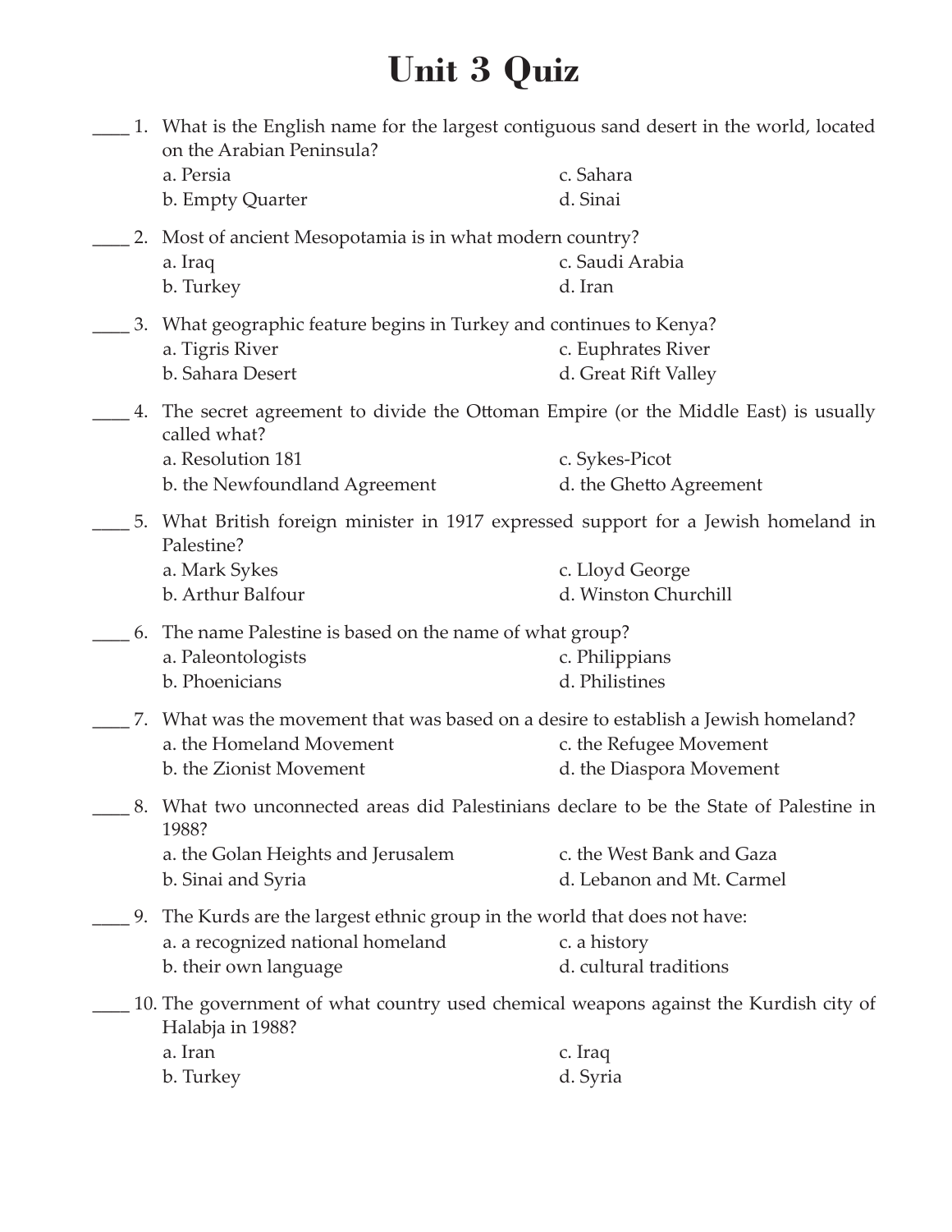# Unit 3 Quiz

____ 1. What is the English name for the largest contiguous sand desert in the world, located on the Arabian Peninsula?

a. Persia
b. Empty Quarter
c. Sahara
d. Sinai

____ 2. Most of ancient Mesopotamia is in what modern country?

a. Iraq
b. Turkey
c. Saudi Arabia
d. Iran

____ 3. What geographic feature begins in Turkey and continues to Kenya?

a. Tigris River
b. Sahara Desert
c. Euphrates River
d. Great Rift Valley

____ 4. The secret agreement to divide the Ottoman Empire (or the Middle East) is usually called what?

a. Resolution 181
b. the Newfoundland Agreement
c. Sykes-Picot
d. the Ghetto Agreement

____ 5. What British foreign minister in 1917 expressed support for a Jewish homeland in Palestine?

a. Mark Sykes
b. Arthur Balfour
c. Lloyd George
d. Winston Churchill

____ 6. The name Palestine is based on the name of what group?

a. Paleontologists
b. Phoenicians
c. Philippians
d. Philistines

____ 7. What was the movement that was based on a desire to establish a Jewish homeland?

a. the Homeland Movement
b. the Zionist Movement
c. the Refugee Movement
d. the Diaspora Movement

____ 8. What two unconnected areas did Palestinians declare to be the State of Palestine in 1988?

a. the Golan Heights and Jerusalem
b. Sinai and Syria
c. the West Bank and Gaza
d. Lebanon and Mt. Carmel

____ 9. The Kurds are the largest ethnic group in the world that does not have:

a. a recognized national homeland
b. their own language
c. a history
d. cultural traditions

____ 10. The government of what country used chemical weapons against the Kurdish city of Halabja in 1988?

a. Iran
b. Turkey
c. Iraq
d. Syria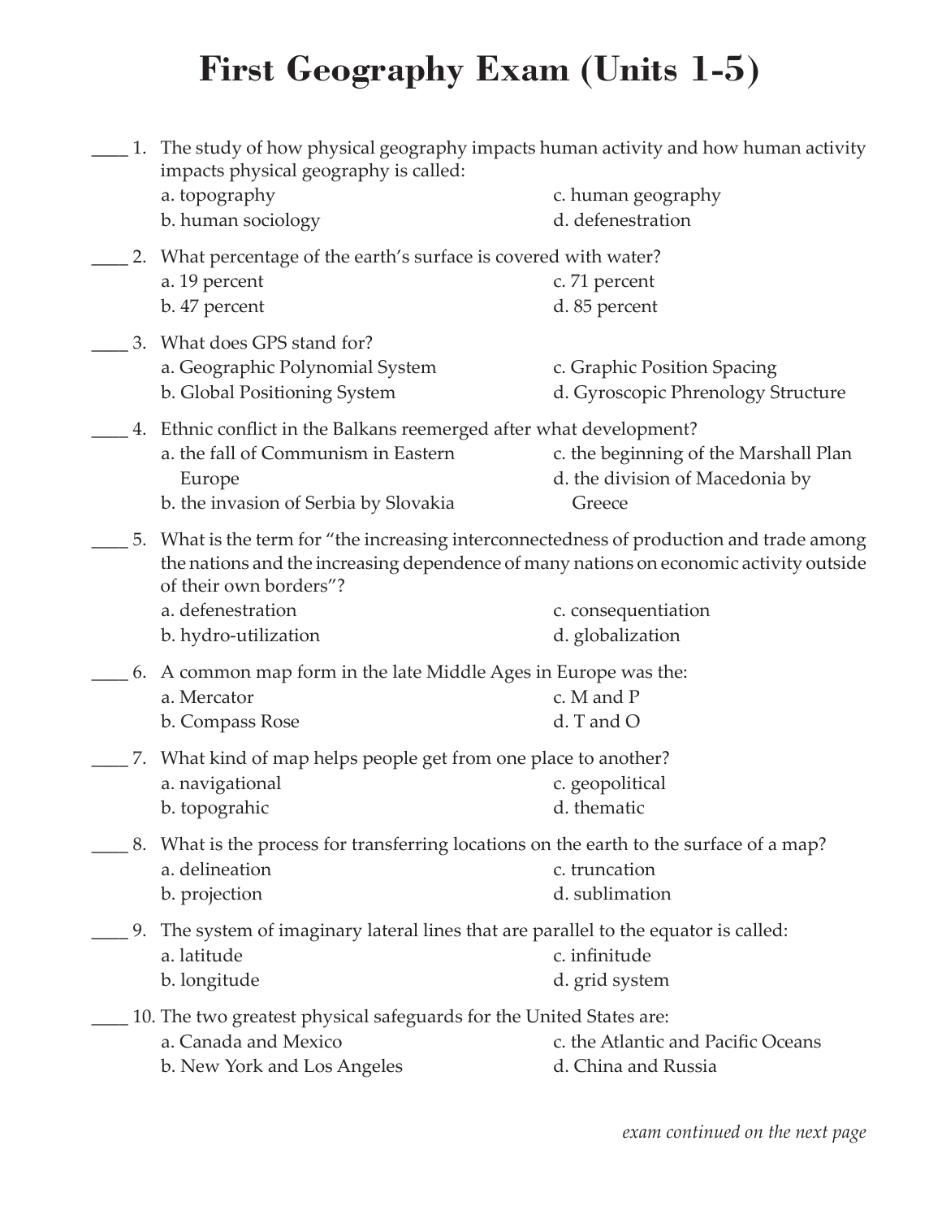# First Geography Exam (Units 1-5)

____ 1. The study of how physical geography impacts human activity and how human activity impacts physical geography is called:

a. topography
b. human sociology
c. human geography
d. defenestration

____ 2. What percentage of the earth's surface is covered with water?

a. 19 percent
b. 47 percent
c. 71 percent
d. 85 percent

____ 3. What does GPS stand for?

a. Geographic Polynomial System
b. Global Positioning System
c. Graphic Position Spacing
d. Gyroscopic Phrenology Structure

____ 4. Ethnic conflict in the Balkans reemerged after what development?

a. the fall of Communism in Eastern Europe
b. the invasion of Serbia by Slovakia
c. the beginning of the Marshall Plan
d. the division of Macedonia by Greece

____ 5. What is the term for "the increasing interconnectedness of production and trade among the nations and the increasing dependence of many nations on economic activity outside of their own borders"?

a. defenestration
b. hydro-utilization
c. consequentiation
d. globalization

____ 6. A common map form in the late Middle Ages in Europe was the:

a. Mercator
b. Compass Rose
c. M and P
d. T and O

____ 7. What kind of map helps people get from one place to another?

a. navigational
b. topograhic
c. geopolitical
d. thematic

____ 8. What is the process for transferring locations on the earth to the surface of a map?

a. delineation
b. projection
c. truncation
d. sublimation

____ 9. The system of imaginary lateral lines that are parallel to the equator is called:

a. latitude
b. longitude
c. infinitude
d. grid system

____ 10. The two greatest physical safeguards for the United States are:

a. Canada and Mexico
b. New York and Los Angeles
c. the Atlantic and Pacific Oceans
d. China and Russia

*exam continued on the next page*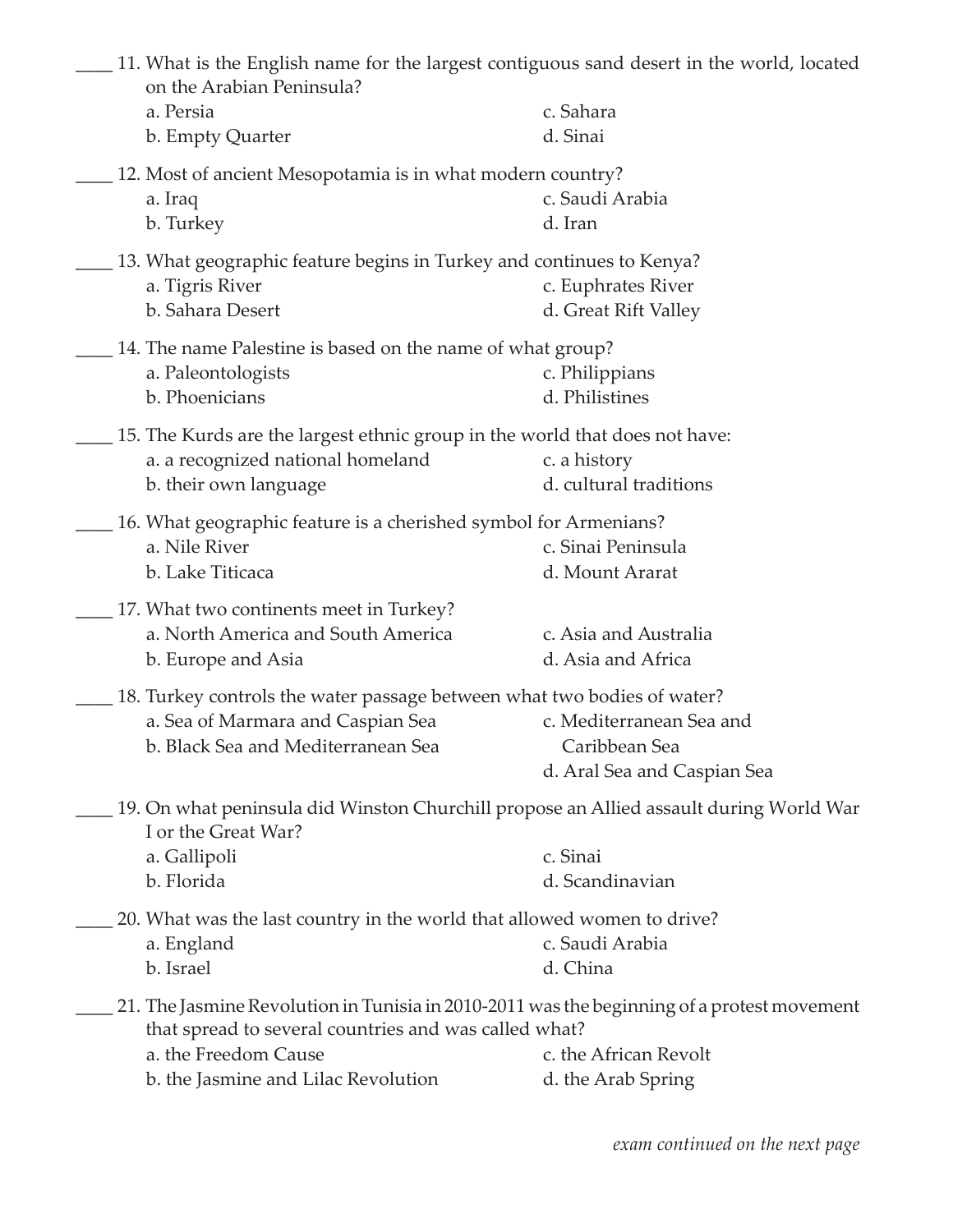____ 11. What is the English name for the largest contiguous sand desert in the world, located on the Arabian Peninsula?

a. Persia
b. Empty Quarter
c. Sahara
d. Sinai

____ 12. Most of ancient Mesopotamia is in what modern country?

a. Iraq
b. Turkey
c. Saudi Arabia
d. Iran

____ 13. What geographic feature begins in Turkey and continues to Kenya?

a. Tigris River
b. Sahara Desert
c. Euphrates River
d. Great Rift Valley

____ 14. The name Palestine is based on the name of what group?

a. Paleontologists
b. Phoenicians
c. Philippians
d. Philistines

____ 15. The Kurds are the largest ethnic group in the world that does not have:

a. a recognized national homeland
b. their own language
c. a history
d. cultural traditions

____ 16. What geographic feature is a cherished symbol for Armenians?

a. Nile River
b. Lake Titicaca
c. Sinai Peninsula
d. Mount Ararat

____ 17. What two continents meet in Turkey?

a. North America and South America
b. Europe and Asia
c. Asia and Australia
d. Asia and Africa

____ 18. Turkey controls the water passage between what two bodies of water?

a. Sea of Marmara and Caspian Sea
b. Black Sea and Mediterranean Sea
c. Mediterranean Sea and Caribbean Sea
d. Aral Sea and Caspian Sea

____ 19. On what peninsula did Winston Churchill propose an Allied assault during World War I or the Great War?

a. Gallipoli
b. Florida
c. Sinai
d. Scandinavian

____ 20. What was the last country in the world that allowed women to drive?

a. England
b. Israel
c. Saudi Arabia
d. China

____ 21. The Jasmine Revolution in Tunisia in 2010-2011 was the beginning of a protest movement that spread to several countries and was called what?

a. the Freedom Cause
b. the Jasmine and Lilac Revolution
c. the African Revolt
d. the Arab Spring

*exam continued on the next page*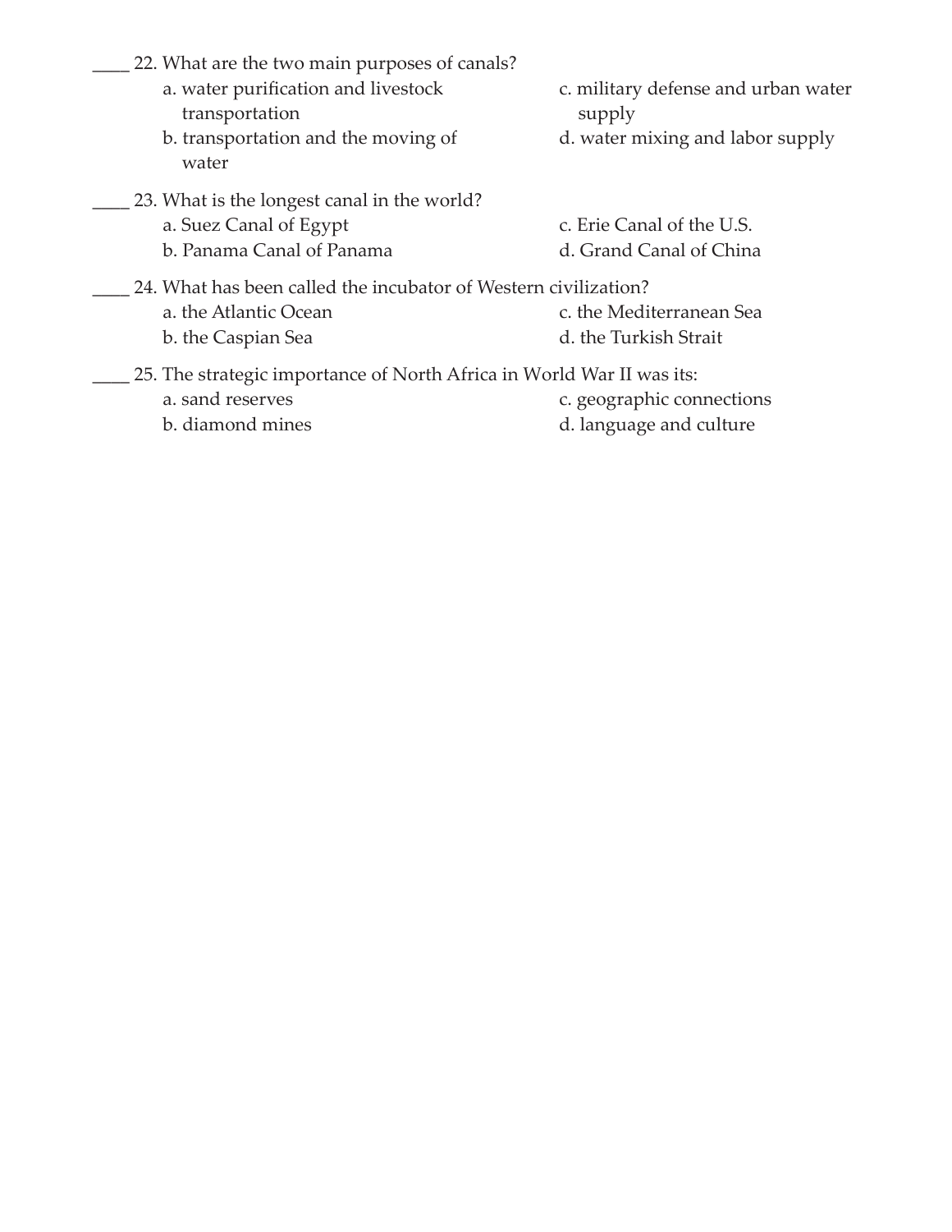____ 22. What are the two main purposes of canals?

a. water purification and livestock transportation

b. transportation and the moving of water

c. military defense and urban water supply

d. water mixing and labor supply

____ 23. What is the longest canal in the world?

a. Suez Canal of Egypt

b. Panama Canal of Panama

c. Erie Canal of the U.S.

d. Grand Canal of China

____ 24. What has been called the incubator of Western civilization?

a. the Atlantic Ocean

b. the Caspian Sea

c. the Mediterranean Sea

d. the Turkish Strait

____ 25. The strategic importance of North Africa in World War II was its:

a. sand reserves

b. diamond mines

c. geographic connections

d. language and culture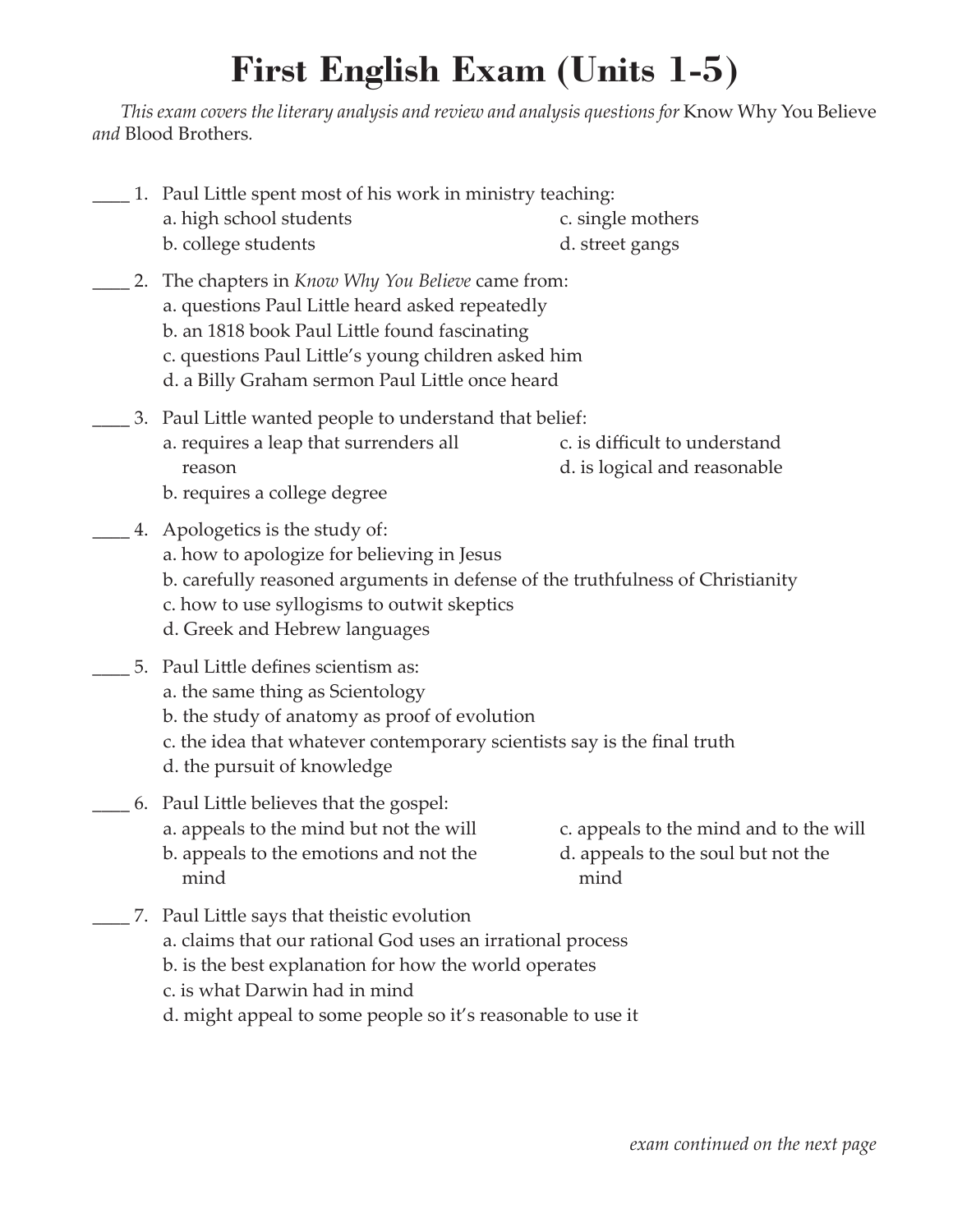# First English Exam (Units 1-5)

*This exam covers the literary analysis and review and analysis questions for* Know Why You Believe *and* Blood Brothers.

____ 1. Paul Little spent most of his work in ministry teaching:
   a. high school students
   b. college students
   c. single mothers
   d. street gangs

____ 2. The chapters in *Know Why You Believe* came from:
   a. questions Paul Little heard asked repeatedly
   b. an 1818 book Paul Little found fascinating
   c. questions Paul Little's young children asked him
   d. a Billy Graham sermon Paul Little once heard

____ 3. Paul Little wanted people to understand that belief:
   a. requires a leap that surrenders all reason
   b. requires a college degree
   c. is difficult to understand
   d. is logical and reasonable

____ 4. Apologetics is the study of:
   a. how to apologize for believing in Jesus
   b. carefully reasoned arguments in defense of the truthfulness of Christianity
   c. how to use syllogisms to outwit skeptics
   d. Greek and Hebrew languages

____ 5. Paul Little defines scientism as:
   a. the same thing as Scientology
   b. the study of anatomy as proof of evolution
   c. the idea that whatever contemporary scientists say is the final truth
   d. the pursuit of knowledge

____ 6. Paul Little believes that the gospel:
   a. appeals to the mind but not the will
   b. appeals to the emotions and not the mind
   c. appeals to the mind and to the will
   d. appeals to the soul but not the mind

____ 7. Paul Little says that theistic evolution
   a. claims that our rational God uses an irrational process
   b. is the best explanation for how the world operates
   c. is what Darwin had in mind
   d. might appeal to some people so it's reasonable to use it

*exam continued on the next page*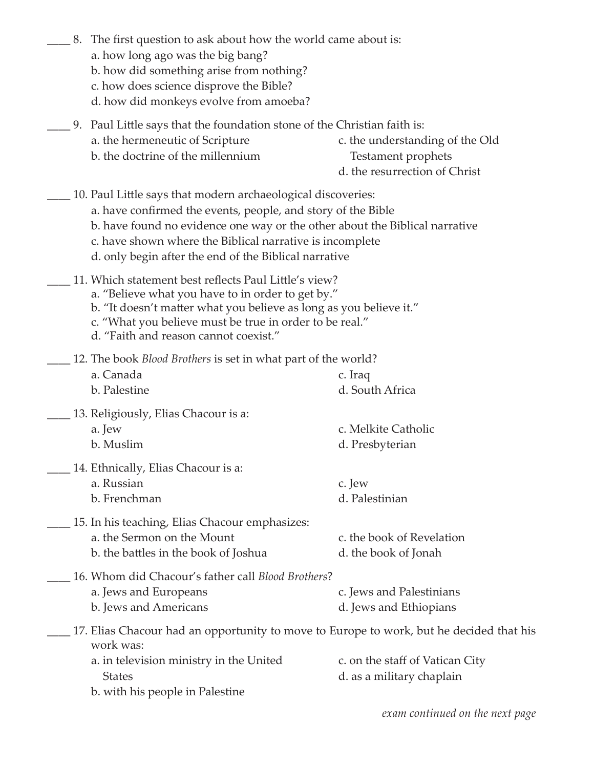____ 8. The first question to ask about how the world came about is:
   a. how long ago was the big bang?
   b. how did something arise from nothing?
   c. how does science disprove the Bible?
   d. how did monkeys evolve from amoeba?

____ 9. Paul Little says that the foundation stone of the Christian faith is:
   a. the hermeneutic of Scripture
   b. the doctrine of the millennium
   c. the understanding of the Old Testament prophets
   d. the resurrection of Christ

____ 10. Paul Little says that modern archaeological discoveries:
   a. have confirmed the events, people, and story of the Bible
   b. have found no evidence one way or the other about the Biblical narrative
   c. have shown where the Biblical narrative is incomplete
   d. only begin after the end of the Biblical narrative

____ 11. Which statement best reflects Paul Little's view?
   a. "Believe what you have to in order to get by."
   b. "It doesn't matter what you believe as long as you believe it."
   c. "What you believe must be true in order to be real."
   d. "Faith and reason cannot coexist."

____ 12. The book *Blood Brothers* is set in what part of the world?
   a. Canada
   b. Palestine
   c. Iraq
   d. South Africa

____ 13. Religiously, Elias Chacour is a:
   a. Jew
   b. Muslim
   c. Melkite Catholic
   d. Presbyterian

____ 14. Ethnically, Elias Chacour is a:
   a. Russian
   b. Frenchman
   c. Jew
   d. Palestinian

____ 15. In his teaching, Elias Chacour emphasizes:
   a. the Sermon on the Mount
   b. the battles in the book of Joshua
   c. the book of Revelation
   d. the book of Jonah

____ 16. Whom did Chacour's father call *Blood Brothers*?
   a. Jews and Europeans
   b. Jews and Americans
   c. Jews and Palestinians
   d. Jews and Ethiopians

____ 17. Elias Chacour had an opportunity to move to Europe to work, but he decided that his work was:
   a. in television ministry in the United States
   b. with his people in Palestine
   c. on the staff of Vatican City
   d. as a military chaplain

*exam continued on the next page*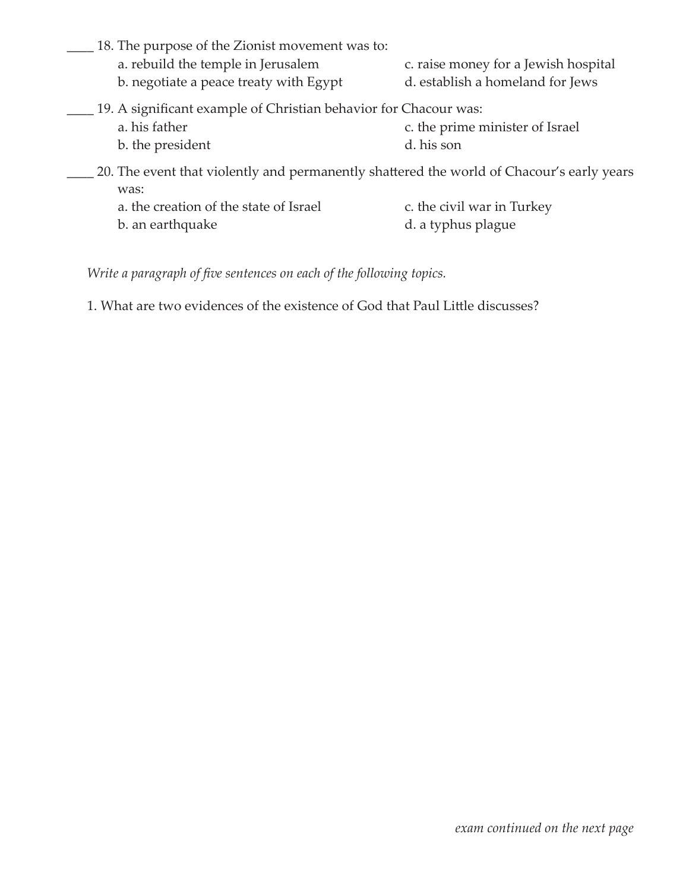____ 18. The purpose of the Zionist movement was to:

a. rebuild the temple in Jerusalem
b. negotiate a peace treaty with Egypt
c. raise money for a Jewish hospital
d. establish a homeland for Jews

____ 19. A significant example of Christian behavior for Chacour was:

a. his father
b. the president
c. the prime minister of Israel
d. his son

____ 20. The event that violently and permanently shattered the world of Chacour's early years was:

a. the creation of the state of Israel
b. an earthquake
c. the civil war in Turkey
d. a typhus plague

*Write a paragraph of five sentences on each of the following topics.*

1. What are two evidences of the existence of God that Paul Little discusses?

*exam continued on the next page*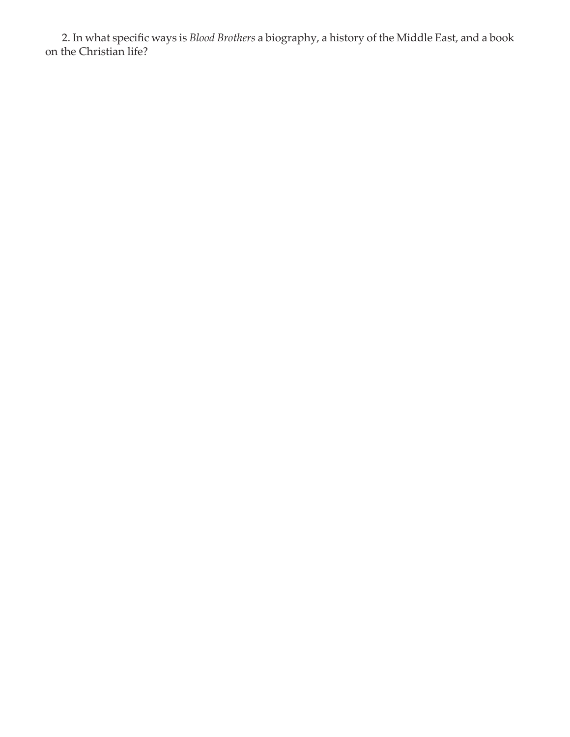2. In what specific ways is *Blood Brothers* a biography, a history of the Middle East, and a book on the Christian life?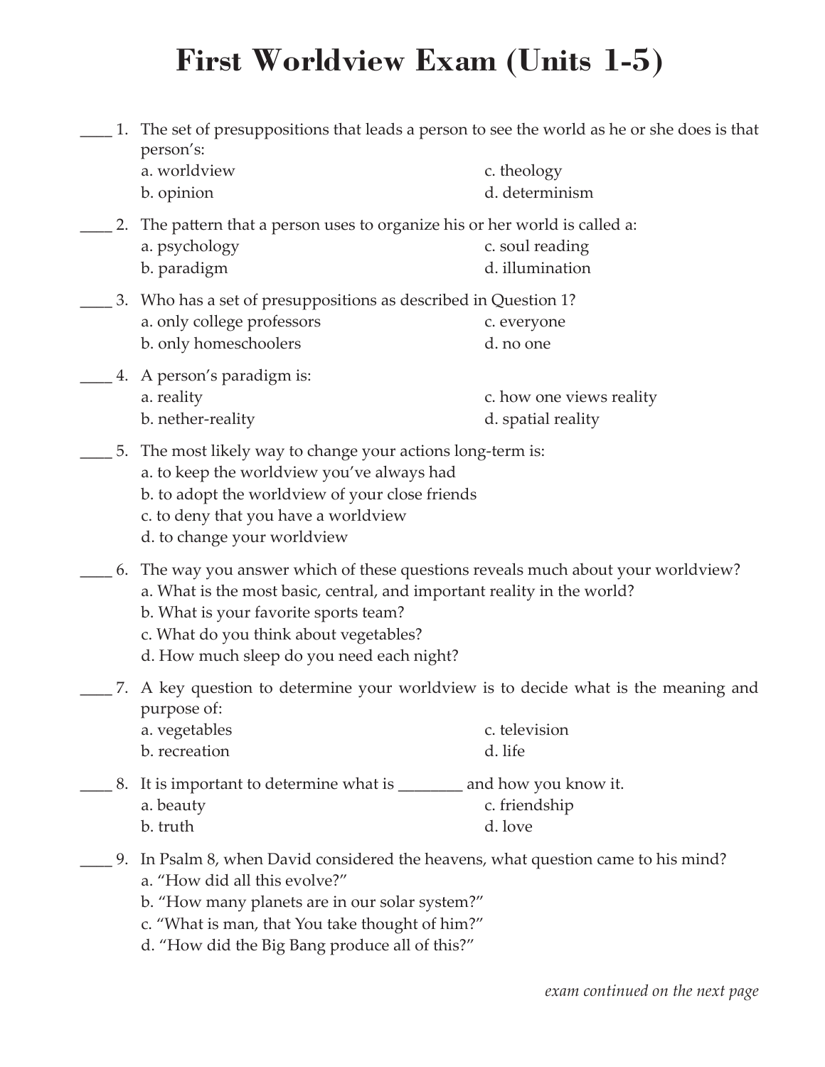# First Worldview Exam (Units 1-5)

____ 1. The set of presuppositions that leads a person to see the world as he or she does is that person's:

a. worldview
b. opinion
c. theology
d. determinism

____ 2. The pattern that a person uses to organize his or her world is called a:

a. psychology
b. paradigm
c. soul reading
d. illumination

____ 3. Who has a set of presuppositions as described in Question 1?

a. only college professors
b. only homeschoolers
c. everyone
d. no one

____ 4. A person's paradigm is:

a. reality
b. nether-reality
c. how one views reality
d. spatial reality

____ 5. The most likely way to change your actions long-term is:

a. to keep the worldview you've always had
b. to adopt the worldview of your close friends
c. to deny that you have a worldview
d. to change your worldview

____ 6. The way you answer which of these questions reveals much about your worldview?

a. What is the most basic, central, and important reality in the world?
b. What is your favorite sports team?
c. What do you think about vegetables?
d. How much sleep do you need each night?

____ 7. A key question to determine your worldview is to decide what is the meaning and purpose of:

a. vegetables
b. recreation
c. television
d. life

____ 8. It is important to determine what is ________ and how you know it.

a. beauty
b. truth
c. friendship
d. love

____ 9. In Psalm 8, when David considered the heavens, what question came to his mind?

a. "How did all this evolve?"
b. "How many planets are in our solar system?"
c. "What is man, that You take thought of him?"
d. "How did the Big Bang produce all of this?"

*exam continued on the next page*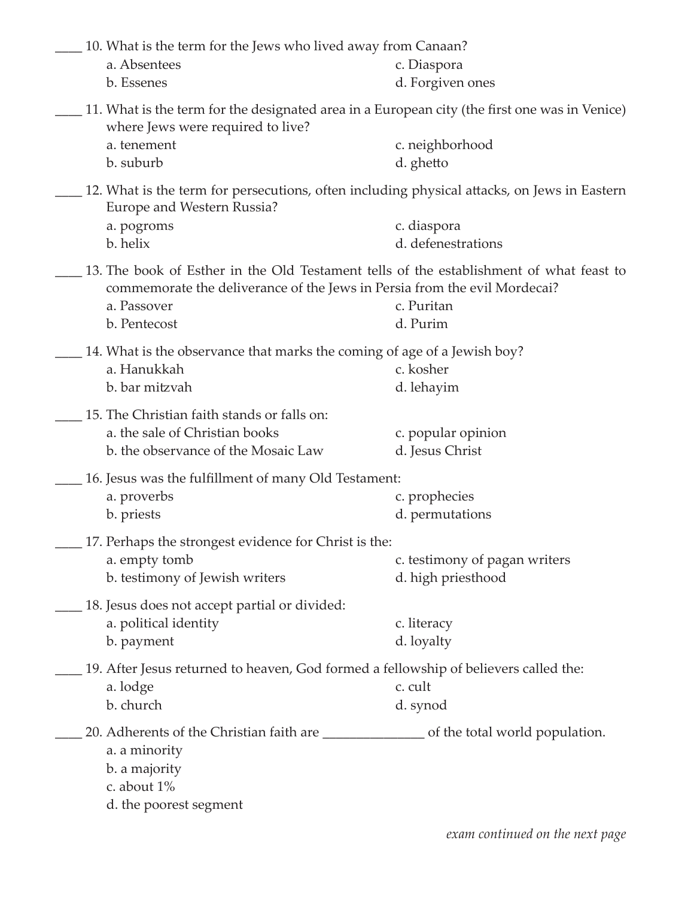____ 10. What is the term for the Jews who lived away from Canaan?

a. Absentees
b. Essenes
c. Diaspora
d. Forgiven ones

____ 11. What is the term for the designated area in a European city (the first one was in Venice) where Jews were required to live?

a. tenement
b. suburb
c. neighborhood
d. ghetto

____ 12. What is the term for persecutions, often including physical attacks, on Jews in Eastern Europe and Western Russia?

a. pogroms
b. helix
c. diaspora
d. defenestrations

____ 13. The book of Esther in the Old Testament tells of the establishment of what feast to commemorate the deliverance of the Jews in Persia from the evil Mordecai?

a. Passover
b. Pentecost
c. Puritan
d. Purim

____ 14. What is the observance that marks the coming of age of a Jewish boy?

a. Hanukkah
b. bar mitzvah
c. kosher
d. lehayim

____ 15. The Christian faith stands or falls on:

a. the sale of Christian books
b. the observance of the Mosaic Law
c. popular opinion
d. Jesus Christ

____ 16. Jesus was the fulfillment of many Old Testament:

a. proverbs
b. priests
c. prophecies
d. permutations

____ 17. Perhaps the strongest evidence for Christ is the:

a. empty tomb
b. testimony of Jewish writers
c. testimony of pagan writers
d. high priesthood

____ 18. Jesus does not accept partial or divided:

a. political identity
b. payment
c. literacy
d. loyalty

____ 19. After Jesus returned to heaven, God formed a fellowship of believers called the:

a. lodge
b. church
c. cult
d. synod

____ 20. Adherents of the Christian faith are _______________ of the total world population.

a. a minority
b. a majority
c. about 1%
d. the poorest segment

*exam continued on the next page*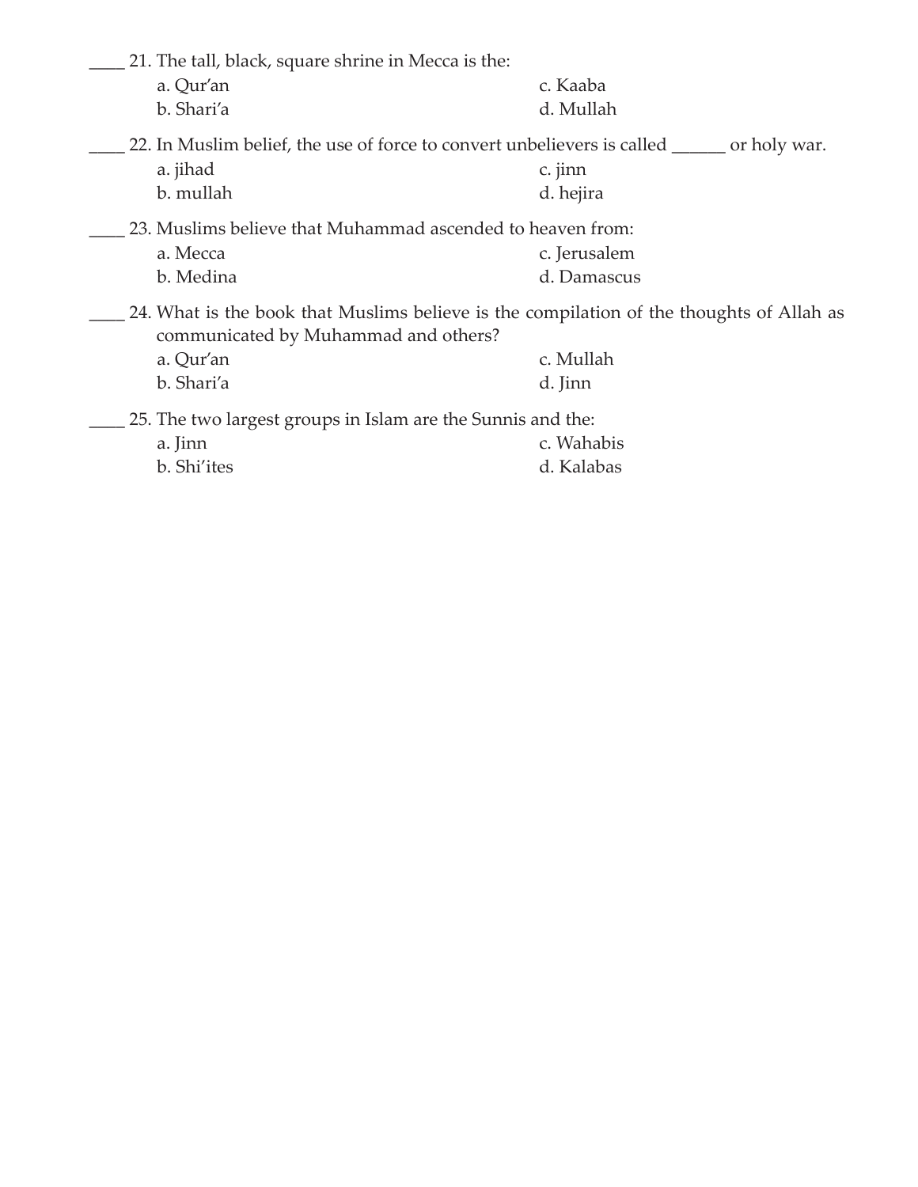____ 21. The tall, black, square shrine in Mecca is the:

a. Qur'an  
b. Shari'a  
c. Kaaba  
d. Mullah

____ 22. In Muslim belief, the use of force to convert unbelievers is called ______ or holy war.

a. jihad  
b. mullah  
c. jinn  
d. hejira

____ 23. Muslims believe that Muhammad ascended to heaven from:

a. Mecca  
b. Medina  
c. Jerusalem  
d. Damascus

____ 24. What is the book that Muslims believe is the compilation of the thoughts of Allah as communicated by Muhammad and others?

a. Qur'an  
b. Shari'a  
c. Mullah  
d. Jinn

____ 25. The two largest groups in Islam are the Sunnis and the:

a. Jinn  
b. Shi'ites  
c. Wahabis  
d. Kalabas